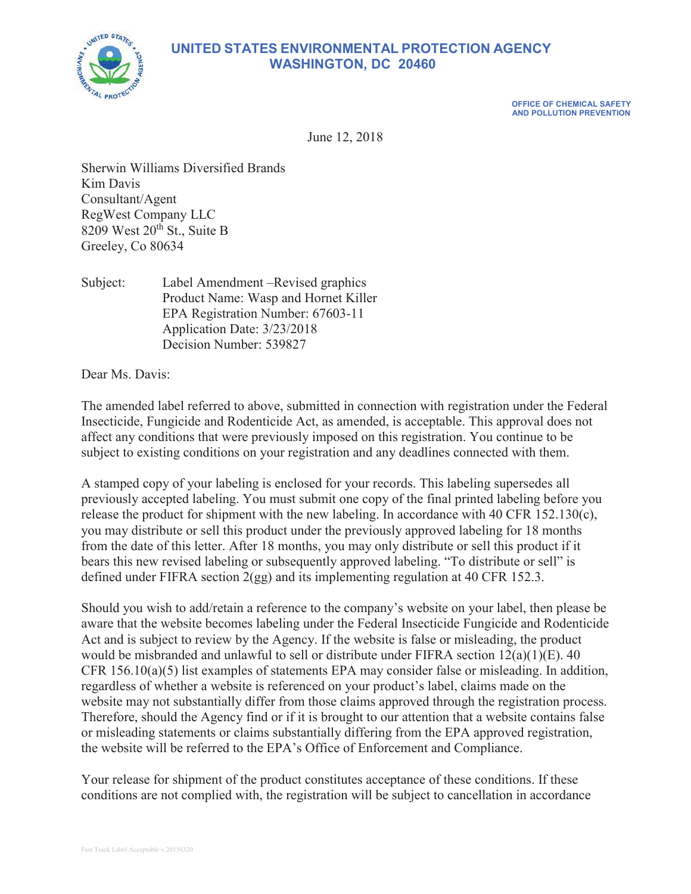# UNITED STATES ENVIRONMENTAL PROTECTION AGENCY
## WASHINGTON, DC 20460

**OFFICE OF CHEMICAL SAFETY AND POLLUTION PREVENTION**

June 12, 2018

Sherwin Williams Diversified Brands
Kim Davis
Consultant/Agent
RegWest Company LLC
8209 West 20th St., Suite B
Greeley, Co 80634

Subject: Label Amendment –Revised graphics
Product Name: Wasp and Hornet Killer
EPA Registration Number: 67603-11
Application Date: 3/23/2018
Decision Number: 539827

Dear Ms. Davis:

The amended label referred to above, submitted in connection with registration under the Federal Insecticide, Fungicide and Rodenticide Act, as amended, is acceptable. This approval does not affect any conditions that were previously imposed on this registration. You continue to be subject to existing conditions on your registration and any deadlines connected with them.

A stamped copy of your labeling is enclosed for your records. This labeling supersedes all previously accepted labeling. You must submit one copy of the final printed labeling before you release the product for shipment with the new labeling. In accordance with 40 CFR 152.130(c), you may distribute or sell this product under the previously approved labeling for 18 months from the date of this letter. After 18 months, you may only distribute or sell this product if it bears this new revised labeling or subsequently approved labeling. "To distribute or sell" is defined under FIFRA section 2(gg) and its implementing regulation at 40 CFR 152.3.

Should you wish to add/retain a reference to the company's website on your label, then please be aware that the website becomes labeling under the Federal Insecticide Fungicide and Rodenticide Act and is subject to review by the Agency. If the website is false or misleading, the product would be misbranded and unlawful to sell or distribute under FIFRA section 12(a)(1)(E). 40 CFR 156.10(a)(5) list examples of statements EPA may consider false or misleading. In addition, regardless of whether a website is referenced on your product's label, claims made on the website may not substantially differ from those claims approved through the registration process. Therefore, should the Agency find or if it is brought to our attention that a website contains false or misleading statements or claims substantially differing from the EPA approved registration, the website will be referred to the EPA's Office of Enforcement and Compliance.

Your release for shipment of the product constitutes acceptance of these conditions. If these conditions are not complied with, the registration will be subject to cancellation in accordance

Fast Track Label Acceptable v.20150320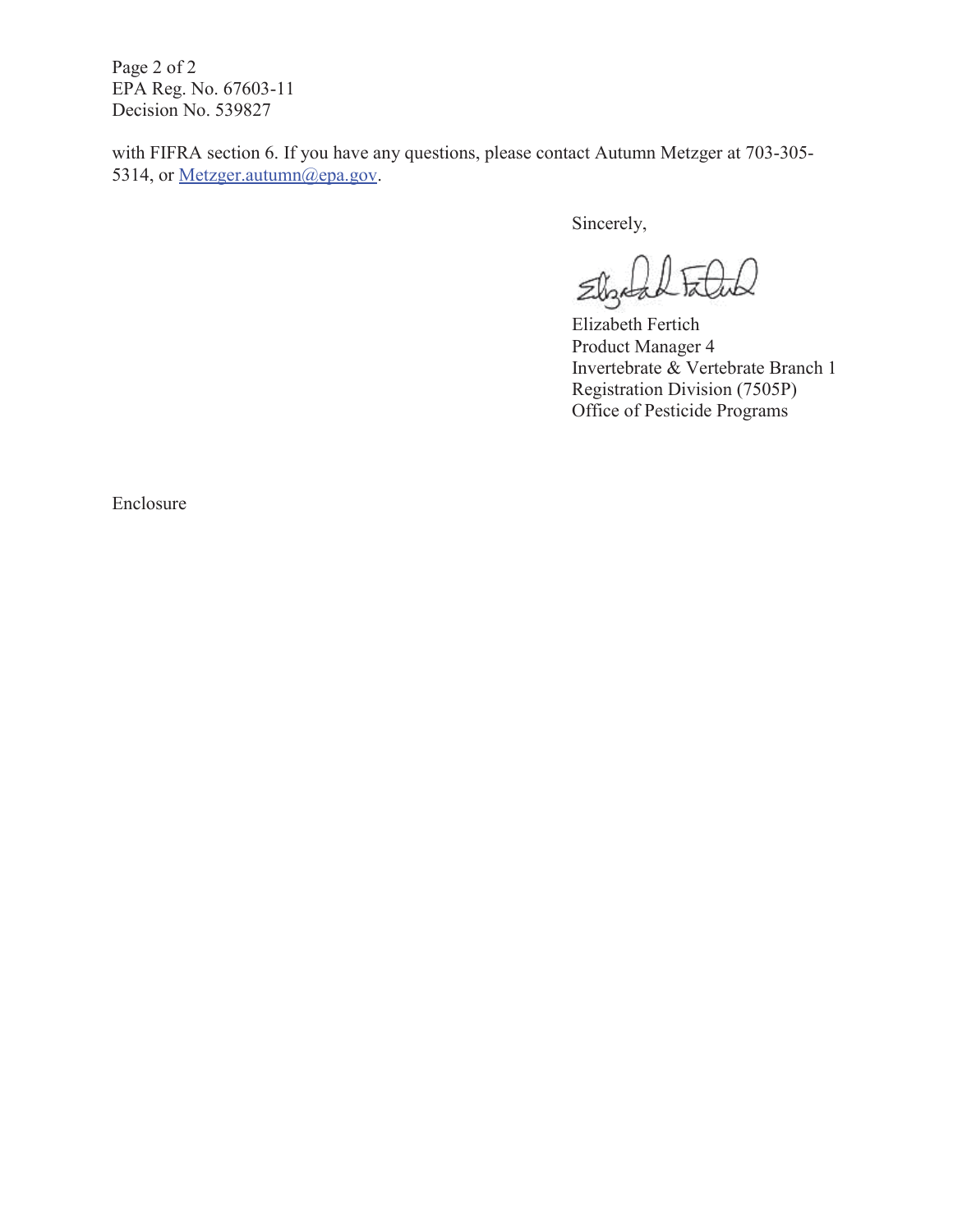Page 2 of 2
EPA Reg. No. 67603-11
Decision No. 539827

with FIFRA section 6. If you have any questions, please contact Autumn Metzger at 703-305-5314, or Metzger.autumn@epa.gov.

Sincerely,

Elizabeth Fertich
Product Manager 4
Invertebrate & Vertebrate Branch 1
Registration Division (7505P)
Office of Pesticide Programs

Enclosure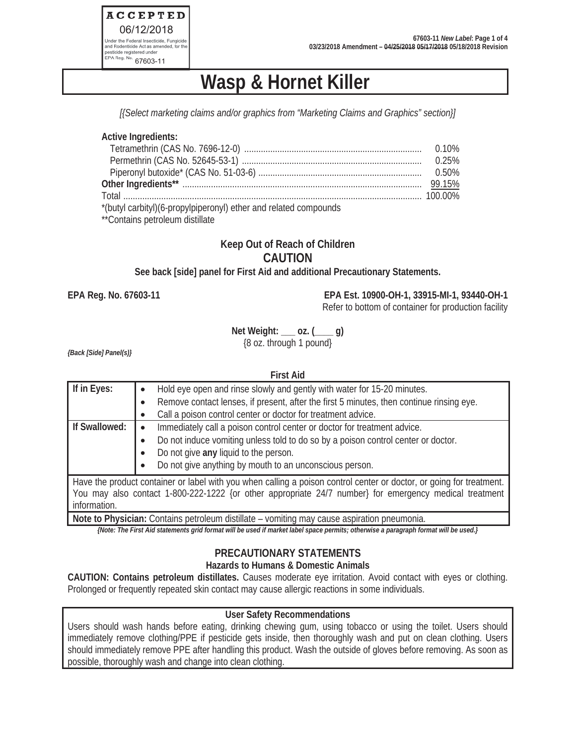ACCEPTED
06/12/2018
Under the Federal Insecticide, Fungicide and Rodenticide Act as amended, for the pesticide registered under EPA Reg. No. 67603-11

**67603-11 *New Label*: Page 1 of 4**
**03/23/2018 Amendment – ~~04/25/2018~~ ~~05/17/2018~~ 05/18/2018 Revision**

# Wasp & Hornet Killer

*[{Select marketing claims and/or graphics from "Marketing Claims and Graphics" section}]*

**Active Ingredients:**

| | |
|---|---|
| Tetramethrin (CAS No. 7696-12-0) | 0.10% |
| Permethrin (CAS No. 52645-53-1) | 0.25% |
| Piperonyl butoxide* (CAS No. 51-03-6) | 0.50% |
| **Other Ingredients**** | 99.15% |
| Total | 100.00% |

*(butyl carbityl)(6-propylpiperonyl) ether and related compounds
**Contains petroleum distillate

**Keep Out of Reach of Children**
**CAUTION**
**See back [side] panel for First Aid and additional Precautionary Statements.**

**EPA Reg. No. 67603-11**

**EPA Est. 10900-OH-1, 33915-MI-1, 93440-OH-1**
Refer to bottom of container for production facility

**Net Weight: ___ oz. (____ g)**
{8 oz. through 1 pound}

***{Back [Side] Panel(s)}***

**First Aid**

| | |
|---|---|
| **If in Eyes:** | • Hold eye open and rinse slowly and gently with water for 15-20 minutes.<br>• Remove contact lenses, if present, after the first 5 minutes, then continue rinsing eye.<br>• Call a poison control center or doctor for treatment advice. |
| **If Swallowed:** | • Immediately call a poison control center or doctor for treatment advice.<br>• Do not induce vomiting unless told to do so by a poison control center or doctor.<br>• Do not give **any** liquid to the person.<br>• Do not give anything by mouth to an unconscious person. |
| Have the product container or label with you when calling a poison control center or doctor, or going for treatment. You may also contact 1-800-222-1222 {or other appropriate 24/7 number} for emergency medical treatment information. | |
| **Note to Physician:** Contains petroleum distillate – vomiting may cause aspiration pneumonia. | |

***{Note: The First Aid statements grid format will be used if market label space permits; otherwise a paragraph format will be used.}***

## PRECAUTIONARY STATEMENTS

### Hazards to Humans & Domestic Animals

**CAUTION: Contains petroleum distillates.** Causes moderate eye irritation. Avoid contact with eyes or clothing. Prolonged or frequently repeated skin contact may cause allergic reactions in some individuals.

**User Safety Recommendations**

Users should wash hands before eating, drinking chewing gum, using tobacco or using the toilet. Users should immediately remove clothing/PPE if pesticide gets inside, then thoroughly wash and put on clean clothing. Users should immediately remove PPE after handling this product. Wash the outside of gloves before removing. As soon as possible, thoroughly wash and change into clean clothing.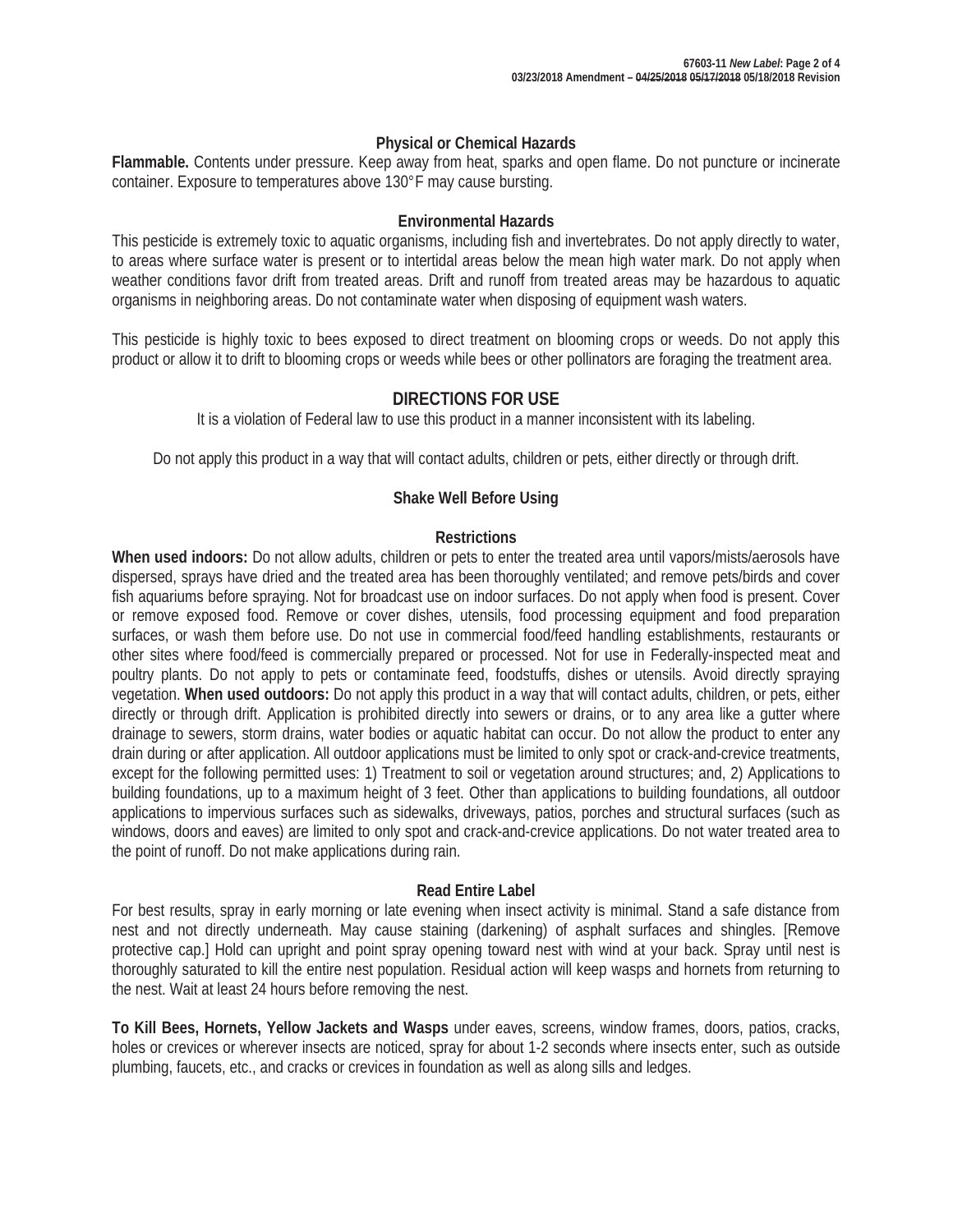### Physical or Chemical Hazards

**Flammable.** Contents under pressure. Keep away from heat, sparks and open flame. Do not puncture or incinerate container. Exposure to temperatures above 130°F may cause bursting.

### Environmental Hazards

This pesticide is extremely toxic to aquatic organisms, including fish and invertebrates. Do not apply directly to water, to areas where surface water is present or to intertidal areas below the mean high water mark. Do not apply when weather conditions favor drift from treated areas. Drift and runoff from treated areas may be hazardous to aquatic organisms in neighboring areas. Do not contaminate water when disposing of equipment wash waters.

This pesticide is highly toxic to bees exposed to direct treatment on blooming crops or weeds. Do not apply this product or allow it to drift to blooming crops or weeds while bees or other pollinators are foraging the treatment area.

## DIRECTIONS FOR USE

It is a violation of Federal law to use this product in a manner inconsistent with its labeling.

Do not apply this product in a way that will contact adults, children or pets, either directly or through drift.

### Shake Well Before Using

### Restrictions

**When used indoors:** Do not allow adults, children or pets to enter the treated area until vapors/mists/aerosols have dispersed, sprays have dried and the treated area has been thoroughly ventilated; and remove pets/birds and cover fish aquariums before spraying. Not for broadcast use on indoor surfaces. Do not apply when food is present. Cover or remove exposed food. Remove or cover dishes, utensils, food processing equipment and food preparation surfaces, or wash them before use. Do not use in commercial food/feed handling establishments, restaurants or other sites where food/feed is commercially prepared or processed. Not for use in Federally-inspected meat and poultry plants. Do not apply to pets or contaminate feed, foodstuffs, dishes or utensils. Avoid directly spraying vegetation. **When used outdoors:** Do not apply this product in a way that will contact adults, children, or pets, either directly or through drift. Application is prohibited directly into sewers or drains, or to any area like a gutter where drainage to sewers, storm drains, water bodies or aquatic habitat can occur. Do not allow the product to enter any drain during or after application. All outdoor applications must be limited to only spot or crack-and-crevice treatments, except for the following permitted uses: 1) Treatment to soil or vegetation around structures; and, 2) Applications to building foundations, up to a maximum height of 3 feet. Other than applications to building foundations, all outdoor applications to impervious surfaces such as sidewalks, driveways, patios, porches and structural surfaces (such as windows, doors and eaves) are limited to only spot and crack-and-crevice applications. Do not water treated area to the point of runoff. Do not make applications during rain.

### Read Entire Label

For best results, spray in early morning or late evening when insect activity is minimal. Stand a safe distance from nest and not directly underneath. May cause staining (darkening) of asphalt surfaces and shingles. [Remove protective cap.] Hold can upright and point spray opening toward nest with wind at your back. Spray until nest is thoroughly saturated to kill the entire nest population. Residual action will keep wasps and hornets from returning to the nest. Wait at least 24 hours before removing the nest.

**To Kill Bees, Hornets, Yellow Jackets and Wasps** under eaves, screens, window frames, doors, patios, cracks, holes or crevices or wherever insects are noticed, spray for about 1-2 seconds where insects enter, such as outside plumbing, faucets, etc., and cracks or crevices in foundation as well as along sills and ledges.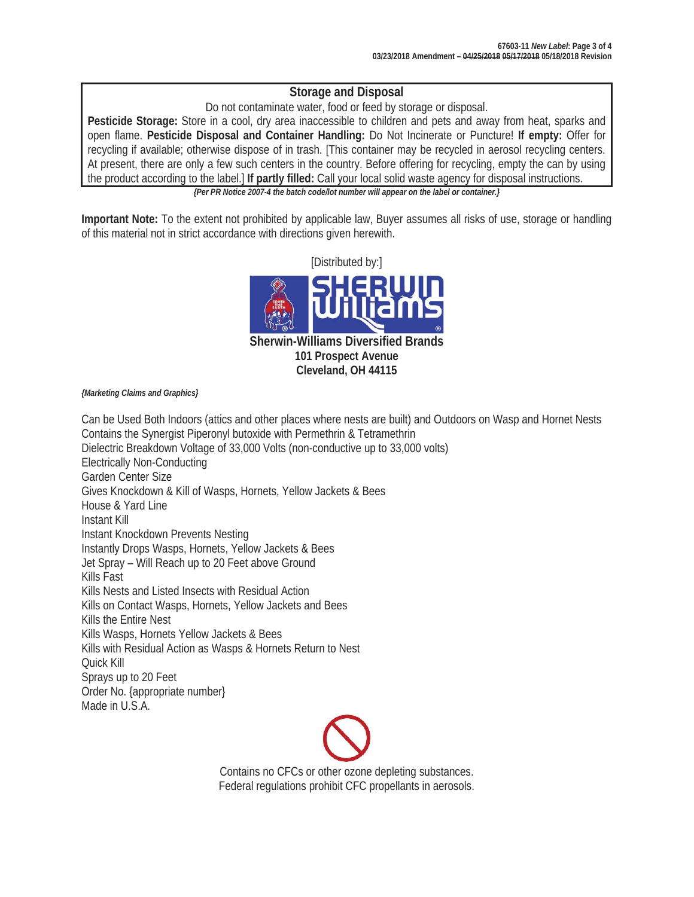## Storage and Disposal

Do not contaminate water, food or feed by storage or disposal.

**Pesticide Storage:** Store in a cool, dry area inaccessible to children and pets and away from heat, sparks and open flame. **Pesticide Disposal and Container Handling:** Do Not Incinerate or Puncture! **If empty:** Offer for recycling if available; otherwise dispose of in trash. [This container may be recycled in aerosol recycling centers. At present, there are only a few such centers in the country. Before offering for recycling, empty the can by using the product according to the label.] **If partly filled:** Call your local solid waste agency for disposal instructions.

***{Per PR Notice 2007-4 the batch code/lot number will appear on the label or container.}***

**Important Note:** To the extent not prohibited by applicable law, Buyer assumes all risks of use, storage or handling of this material not in strict accordance with directions given herewith.

[Distributed by:]

SHERWIN WILLIAMS

**Sherwin-Williams Diversified Brands**
**101 Prospect Avenue**
**Cleveland, OH 44115**

***{Marketing Claims and Graphics}***

Can be Used Both Indoors (attics and other places where nests are built) and Outdoors on Wasp and Hornet Nests
Contains the Synergist Piperonyl butoxide with Permethrin & Tetramethrin
Dielectric Breakdown Voltage of 33,000 Volts (non-conductive up to 33,000 volts)
Electrically Non-Conducting
Garden Center Size
Gives Knockdown & Kill of Wasps, Hornets, Yellow Jackets & Bees
House & Yard Line
Instant Kill
Instant Knockdown Prevents Nesting
Instantly Drops Wasps, Hornets, Yellow Jackets & Bees
Jet Spray – Will Reach up to 20 Feet above Ground
Kills Fast
Kills Nests and Listed Insects with Residual Action
Kills on Contact Wasps, Hornets, Yellow Jackets and Bees
Kills the Entire Nest
Kills Wasps, Hornets Yellow Jackets & Bees
Kills with Residual Action as Wasps & Hornets Return to Nest
Quick Kill
Sprays up to 20 Feet
Order No. {appropriate number}
Made in U.S.A.

Contains no CFCs or other ozone depleting substances.
Federal regulations prohibit CFC propellants in aerosols.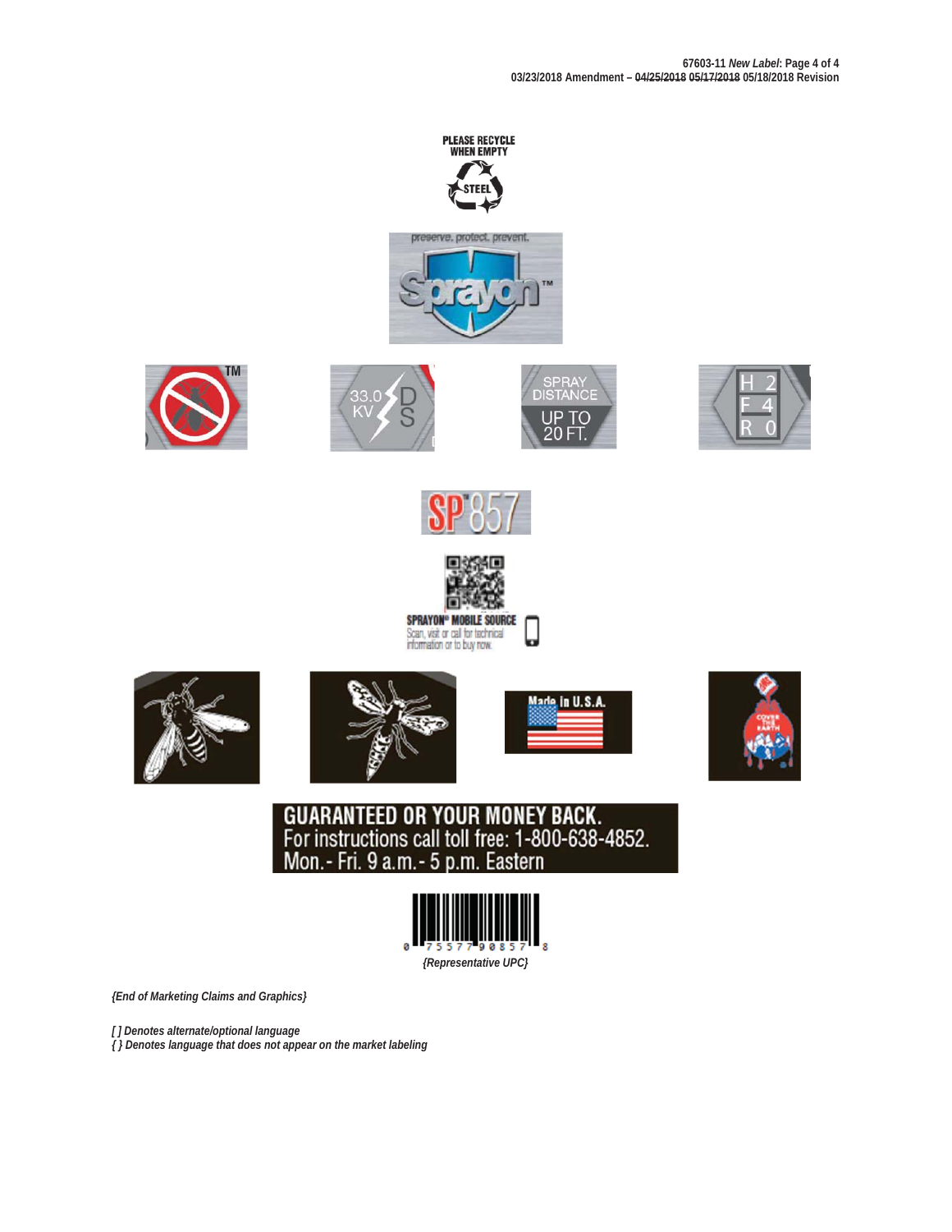PLEASE RECYCLE WHEN EMPTY

STEEL

preserve. protect. prevent.

Sprayon™

TM

33.0 KV D S

SPRAY DISTANCE UP TO 20 FT.

H 2
F 4
R 0

SP 857

SPRAYON® MOBILE SOURCE
Scan, visit or call for technical information or to buy now.

Made in U.S.A.

COVER THE EARTH

**GUARANTEED OR YOUR MONEY BACK.**
For instructions call toll free: 1-800-638-4852.
Mon.- Fri. 9 a.m.- 5 p.m. Eastern

0 75577 90857 8

*{Representative UPC}*

*{End of Marketing Claims and Graphics}*

*[ ] Denotes alternate/optional language*
*{ } Denotes language that does not appear on the market labeling*